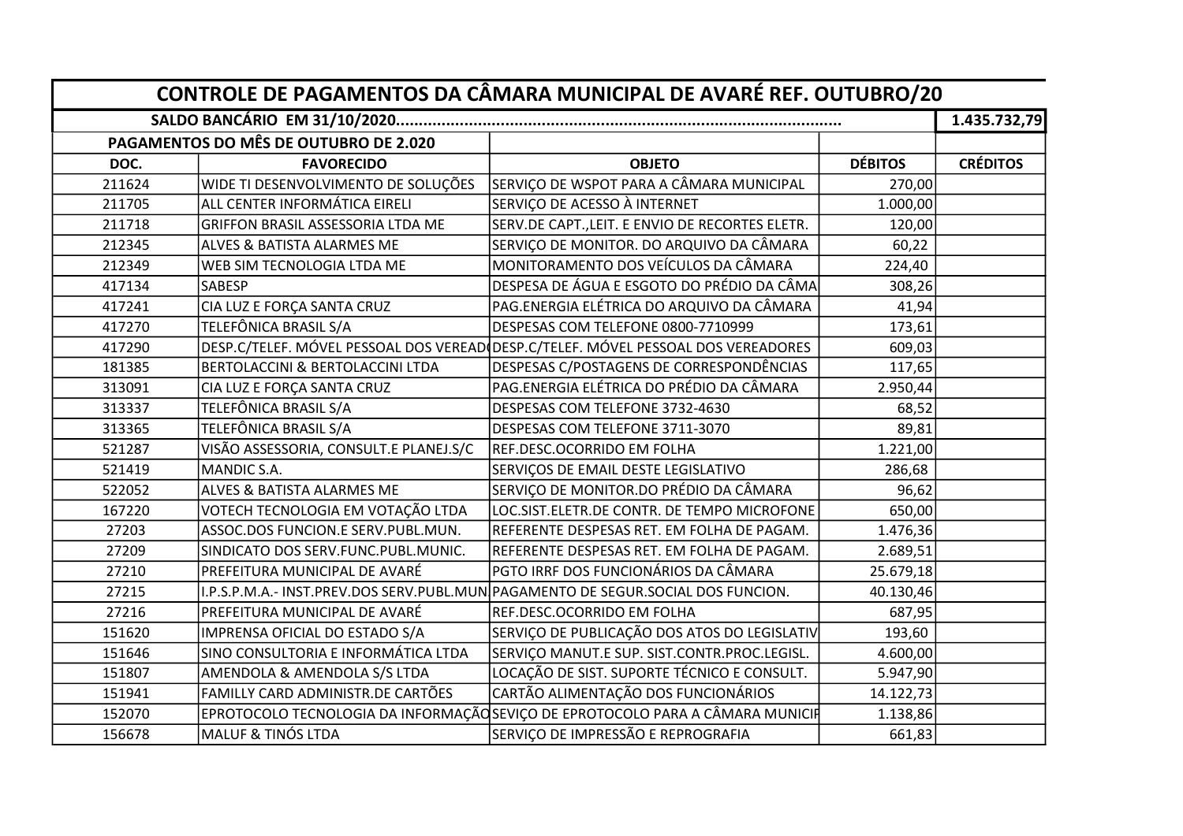| CONTROLE DE PAGAMENTOS DA CÂMARA MUNICIPAL DE AVARÉ REF. OUTUBRO/20 | | | | |
|---|---|---|---|---|
| **SALDO BANCÁRIO EM 31/10/2020.................................................................................................** | | | | **1.435.732,79** |
| **PAGAMENTOS DO MÊS DE OUTUBRO DE 2.020** | | | | |
| **DOC.** | **FAVORECIDO** | **OBJETO** | **DÉBITOS** | **CRÉDITOS** |
| 211624 | WIDE TI DESENVOLVIMENTO DE SOLUÇÕES | SERVIÇO DE WSPOT PARA A CÂMARA MUNICIPAL | 270,00 | |
| 211705 | ALL CENTER INFORMÁTICA EIRELI | SERVIÇO DE ACESSO À INTERNET | 1.000,00 | |
| 211718 | GRIFFON BRASIL ASSESSORIA LTDA ME | SERV.DE CAPT.,LEIT. E ENVIO DE RECORTES ELETR. | 120,00 | |
| 212345 | ALVES & BATISTA ALARMES ME | SERVIÇO DE MONITOR. DO ARQUIVO DA CÂMARA | 60,22 | |
| 212349 | WEB SIM TECNOLOGIA LTDA ME | MONITORAMENTO DOS VEÍCULOS DA CÂMARA | 224,40 | |
| 417134 | SABESP | DESPESA DE ÁGUA E ESGOTO DO PRÉDIO DA CÂMA | 308,26 | |
| 417241 | CIA LUZ E FORÇA SANTA CRUZ | PAG.ENERGIA ELÉTRICA DO ARQUIVO DA CÂMARA | 41,94 | |
| 417270 | TELEFÔNICA BRASIL S/A | DESPESAS COM TELEFONE 0800-7710999 | 173,61 | |
| 417290 | DESP.C/TELEF. MÓVEL PESSOAL DOS VEREAD | DESP.C/TELEF. MÓVEL PESSOAL DOS VEREADORES | 609,03 | |
| 181385 | BERTOLACCINI & BERTOLACCINI LTDA | DESPESAS C/POSTAGENS DE CORRESPONDÊNCIAS | 117,65 | |
| 313091 | CIA LUZ E FORÇA SANTA CRUZ | PAG.ENERGIA ELÉTRICA DO PRÉDIO DA CÂMARA | 2.950,44 | |
| 313337 | TELEFÔNICA BRASIL S/A | DESPESAS COM TELEFONE 3732-4630 | 68,52 | |
| 313365 | TELEFÔNICA BRASIL S/A | DESPESAS COM TELEFONE 3711-3070 | 89,81 | |
| 521287 | VISÃO ASSESSORIA, CONSULT.E PLANEJ.S/C | REF.DESC.OCORRIDO EM FOLHA | 1.221,00 | |
| 521419 | MANDIC S.A. | SERVIÇOS DE EMAIL DESTE LEGISLATIVO | 286,68 | |
| 522052 | ALVES & BATISTA ALARMES ME | SERVIÇO DE MONITOR.DO PRÉDIO DA CÂMARA | 96,62 | |
| 167220 | VOTECH TECNOLOGIA EM VOTAÇÃO LTDA | LOC.SIST.ELETR.DE CONTR. DE TEMPO MICROFONE | 650,00 | |
| 27203 | ASSOC.DOS FUNCION.E SERV.PUBL.MUN. | REFERENTE DESPESAS RET. EM FOLHA DE PAGAM. | 1.476,36 | |
| 27209 | SINDICATO DOS SERV.FUNC.PUBL.MUNIC. | REFERENTE DESPESAS RET. EM FOLHA DE PAGAM. | 2.689,51 | |
| 27210 | PREFEITURA MUNICIPAL DE AVARÉ | PGTO IRRF DOS FUNCIONÁRIOS DA CÂMARA | 25.679,18 | |
| 27215 | I.P.S.P.M.A.- INST.PREV.DOS SERV.PUBL.MUN | PAGAMENTO DE SEGUR.SOCIAL DOS FUNCION. | 40.130,46 | |
| 27216 | PREFEITURA MUNICIPAL DE AVARÉ | REF.DESC.OCORRIDO EM FOLHA | 687,95 | |
| 151620 | IMPRENSA OFICIAL DO ESTADO S/A | SERVIÇO DE PUBLICAÇÃO DOS ATOS DO LEGISLATIV | 193,60 | |
| 151646 | SINO CONSULTORIA E INFORMÁTICA LTDA | SERVIÇO MANUT.E SUP. SIST.CONTR.PROC.LEGISL. | 4.600,00 | |
| 151807 | AMENDOLA & AMENDOLA S/S LTDA | LOCAÇÃO DE SIST. SUPORTE TÉCNICO E CONSULT. | 5.947,90 | |
| 151941 | FAMILLY CARD ADMINISTR.DE CARTÕES | CARTÃO ALIMENTAÇÃO DOS FUNCIONÁRIOS | 14.122,73 | |
| 152070 | EPROTOCOLO TECNOLOGIA DA INFORMAÇÃO | SEVIÇO DE EPROTOCOLO PARA A CÂMARA MUNICIP | 1.138,86 | |
| 156678 | MALUF & TINÓS LTDA | SERVIÇO DE IMPRESSÃO E REPROGRAFIA | 661,83 | |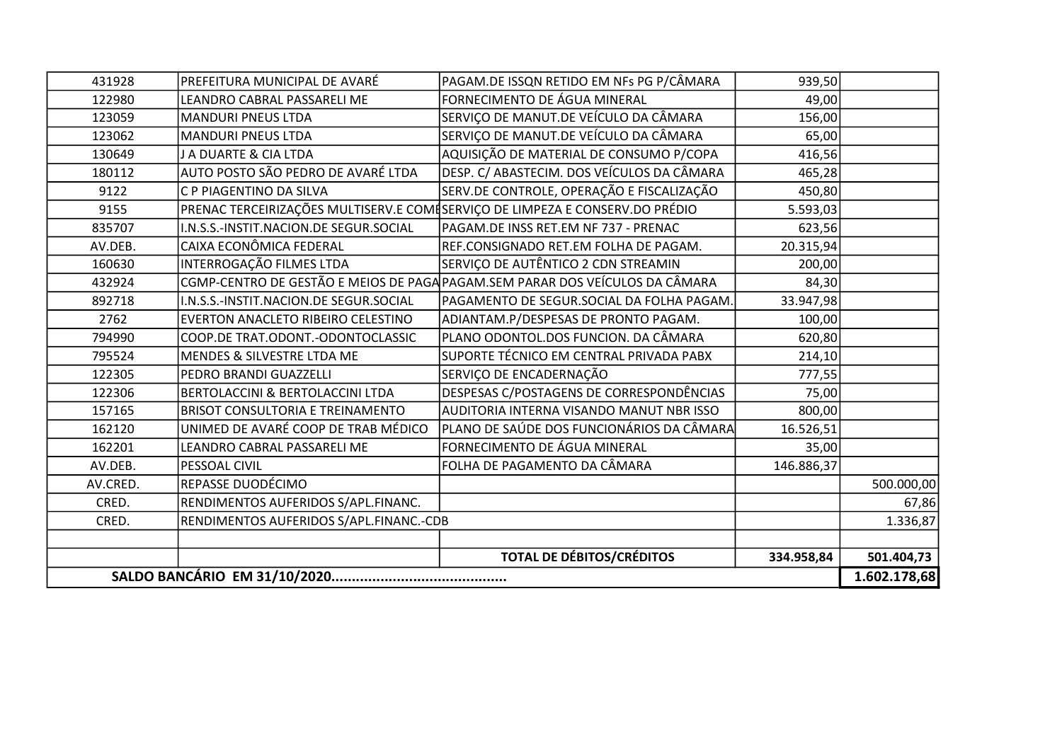| | | | | |
|---|---|---|---|---|
| 431928 | PREFEITURA MUNICIPAL DE AVARÉ | PAGAM.DE ISSQN RETIDO EM NFs PG P/CÂMARA | 939,50 | |
| 122980 | LEANDRO CABRAL PASSARELI ME | FORNECIMENTO DE ÁGUA MINERAL | 49,00 | |
| 123059 | MANDURI PNEUS LTDA | SERVIÇO DE MANUT.DE VEÍCULO DA CÂMARA | 156,00 | |
| 123062 | MANDURI PNEUS LTDA | SERVIÇO DE MANUT.DE VEÍCULO DA CÂMARA | 65,00 | |
| 130649 | J A DUARTE & CIA LTDA | AQUISIÇÃO DE MATERIAL DE CONSUMO P/COPA | 416,56 | |
| 180112 | AUTO POSTO SÃO PEDRO DE AVARÉ LTDA | DESP. C/ ABASTECIM. DOS VEÍCULOS DA CÂMARA | 465,28 | |
| 9122 | C P PIAGENTINO DA SILVA | SERV.DE CONTROLE, OPERAÇÃO E FISCALIZAÇÃO | 450,80 | |
| 9155 | PRENAC TERCEIRIZAÇÕES MULTISERV.E COM | SERVIÇO DE LIMPEZA E CONSERV.DO PRÉDIO | 5.593,03 | |
| 835707 | I.N.S.S.-INSTIT.NACION.DE SEGUR.SOCIAL | PAGAM.DE INSS RET.EM NF 737 - PRENAC | 623,56 | |
| AV.DEB. | CAIXA ECONÔMICA FEDERAL | REF.CONSIGNADO RET.EM FOLHA DE PAGAM. | 20.315,94 | |
| 160630 | INTERROGAÇÃO FILMES LTDA | SERVIÇO DE AUTÊNTICO 2 CDN STREAMIN | 200,00 | |
| 432924 | CGMP-CENTRO DE GESTÃO E MEIOS DE PAGA | PAGAM.SEM PARAR DOS VEÍCULOS DA CÂMARA | 84,30 | |
| 892718 | I.N.S.S.-INSTIT.NACION.DE SEGUR.SOCIAL | PAGAMENTO DE SEGUR.SOCIAL DA FOLHA PAGAM. | 33.947,98 | |
| 2762 | EVERTON ANACLETO RIBEIRO CELESTINO | ADIANTAM.P/DESPESAS DE PRONTO PAGAM. | 100,00 | |
| 794990 | COOP.DE TRAT.ODONT.-ODONTOCLASSIC | PLANO ODONTOL.DOS FUNCION. DA CÂMARA | 620,80 | |
| 795524 | MENDES & SILVESTRE LTDA ME | SUPORTE TÉCNICO EM CENTRAL PRIVADA PABX | 214,10 | |
| 122305 | PEDRO BRANDI GUAZZELLI | SERVIÇO DE ENCADERNAÇÃO | 777,55 | |
| 122306 | BERTOLACCINI & BERTOLACCINI LTDA | DESPESAS C/POSTAGENS DE CORRESPONDÊNCIAS | 75,00 | |
| 157165 | BRISOT CONSULTORIA E TREINAMENTO | AUDITORIA INTERNA VISANDO MANUT NBR ISSO | 800,00 | |
| 162120 | UNIMED DE AVARÉ COOP DE TRAB MÉDICO | PLANO DE SAÚDE DOS FUNCIONÁRIOS DA CÂMARA | 16.526,51 | |
| 162201 | LEANDRO CABRAL PASSARELI ME | FORNECIMENTO DE ÁGUA MINERAL | 35,00 | |
| AV.DEB. | PESSOAL CIVIL | FOLHA DE PAGAMENTO DA CÂMARA | 146.886,37 | |
| AV.CRED. | REPASSE DUODÉCIMO | | | 500.000,00 |
| CRED. | RENDIMENTOS AUFERIDOS S/APL.FINANC. | | | 67,86 |
| CRED. | RENDIMENTOS AUFERIDOS S/APL.FINANC.-CDB | | | 1.336,87 |
| | | | | |
| | | **TOTAL DE DÉBITOS/CRÉDITOS** | **334.958,84** | **501.404,73** |
| **SALDO BANCÁRIO EM 31/10/2020..........................................** | | | | **1.602.178,68** |